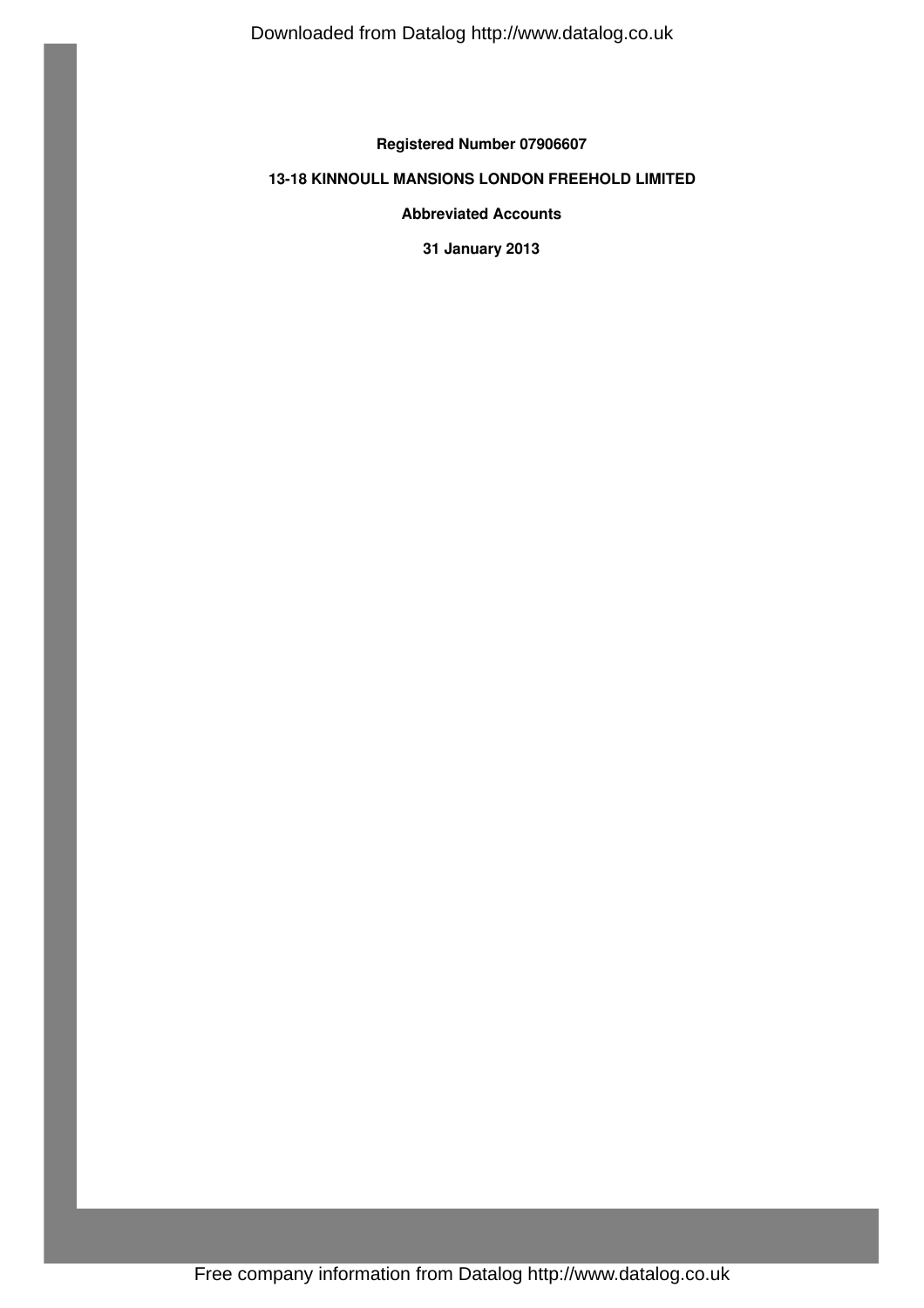**Registered Number 07906607**

**13-18 KINNOULL MANSIONS LONDON FREEHOLD LIMITED**

**Abbreviated Accounts**

**31 January 2013**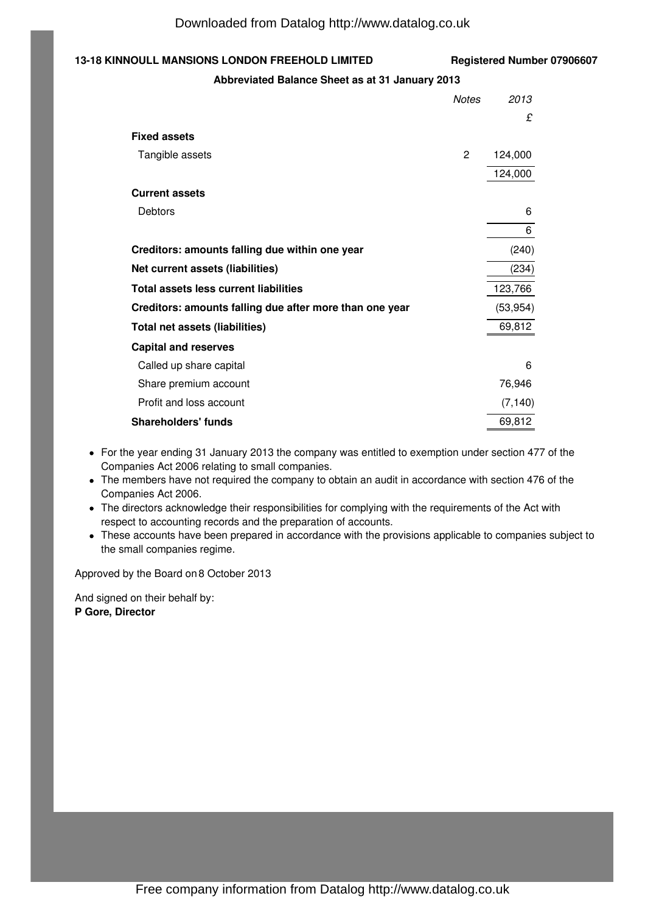**13-18 KINNOULL MANSIONS LONDON FREEHOLD LIMITED** **Registered Number 07906607**

**Abbreviated Balance Sheet as at 31 January 2013**

| | *Notes* | *2013* |
|---|---|---|
| | | £ |
| **Fixed assets** | | |
| Tangible assets | 2 | 124,000 |
| | | 124,000 |
| **Current assets** | | |
| Debtors | | 6 |
| | | 6 |
| **Creditors: amounts falling due within one year** | | (240) |
| **Net current assets (liabilities)** | | (234) |
| **Total assets less current liabilities** | | 123,766 |
| **Creditors: amounts falling due after more than one year** | | (53,954) |
| **Total net assets (liabilities)** | | 69,812 |
| **Capital and reserves** | | |
| Called up share capital | | 6 |
| Share premium account | | 76,946 |
| Profit and loss account | | (7,140) |
| **Shareholders' funds** | | 69,812 |

- For the year ending 31 January 2013 the company was entitled to exemption under section 477 of the Companies Act 2006 relating to small companies.
- The members have not required the company to obtain an audit in accordance with section 476 of the Companies Act 2006.
- The directors acknowledge their responsibilities for complying with the requirements of the Act with respect to accounting records and the preparation of accounts.
- These accounts have been prepared in accordance with the provisions applicable to companies subject to the small companies regime.

Approved by the Board on 8 October 2013

And signed on their behalf by:
**P Gore, Director**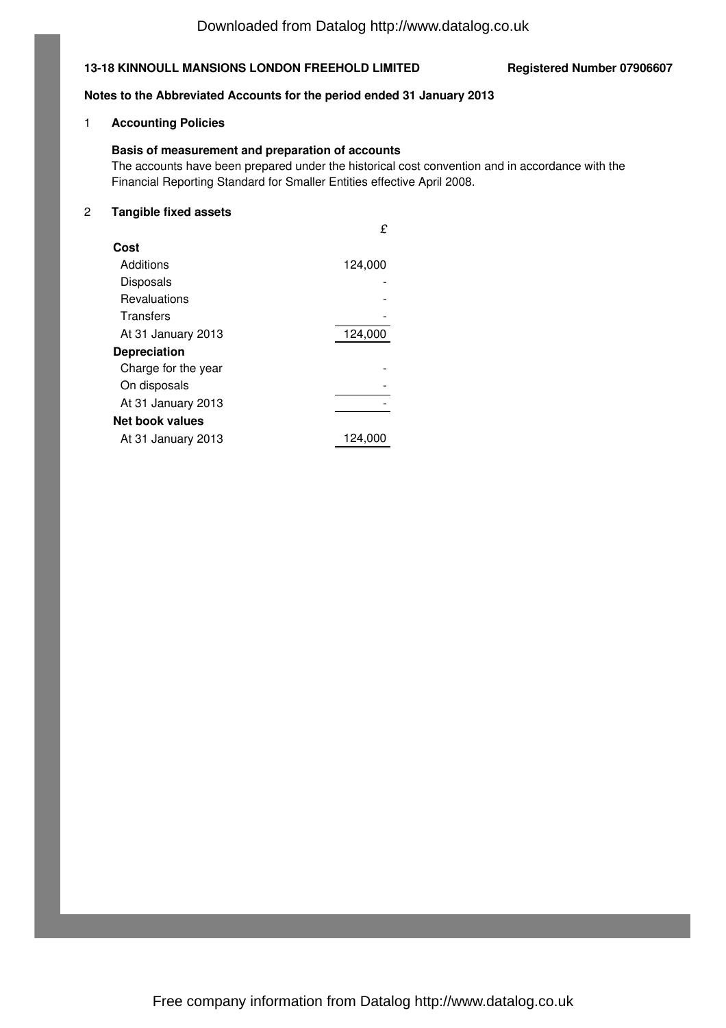**13-18 KINNOULL MANSIONS LONDON FREEHOLD LIMITED** **Registered Number 07906607**

**Notes to the Abbreviated Accounts for the period ended 31 January 2013**

1 **Accounting Policies**

**Basis of measurement and preparation of accounts**

The accounts have been prepared under the historical cost convention and in accordance with the Financial Reporting Standard for Smaller Entities effective April 2008.

2 **Tangible fixed assets**

| | £ |
|---|---|
| **Cost** | |
| Additions | 124,000 |
| Disposals | - |
| Revaluations | - |
| Transfers | - |
| At 31 January 2013 | 124,000 |
| **Depreciation** | |
| Charge for the year | - |
| On disposals | - |
| At 31 January 2013 | - |
| **Net book values** | |
| At 31 January 2013 | 124,000 |